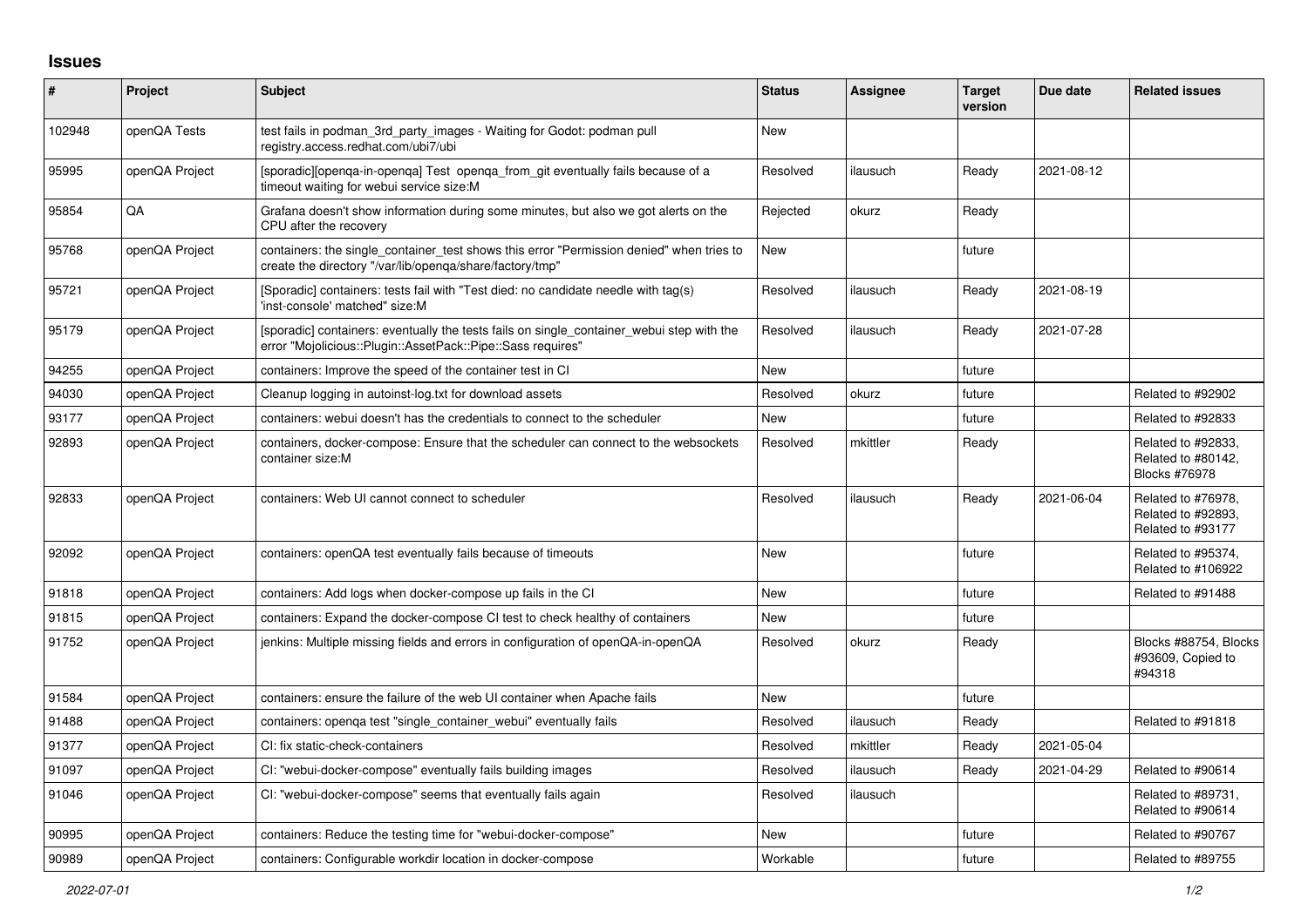# Issues

| # | Project | Subject | Status | Assignee | Target version | Due date | Related issues |
|---|---|---|---|---|---|---|---|
| 102948 | openQA Tests | test fails in podman_3rd_party_images - Waiting for Godot: podman pull registry.access.redhat.com/ubi7/ubi | New | | | | |
| 95995 | openQA Project | [sporadic][openqa-in-openqa] Test openqa_from_git eventually fails because of a timeout waiting for webui service size:M | Resolved | ilausuch | Ready | 2021-08-12 | |
| 95854 | QA | Grafana doesn't show information during some minutes, but also we got alerts on the CPU after the recovery | Rejected | okurz | Ready | | |
| 95768 | openQA Project | containers: the single_container_test shows this error "Permission denied" when tries to create the directory "/var/lib/openqa/share/factory/tmp" | New | | future | | |
| 95721 | openQA Project | [Sporadic] containers: tests fail with "Test died: no candidate needle with tag(s) 'inst-console' matched" size:M | Resolved | ilausuch | Ready | 2021-08-19 | |
| 95179 | openQA Project | [sporadic] containers: eventually the tests fails on single_container_webui step with the error "Mojolicious::Plugin::AssetPack::Pipe::Sass requires" | Resolved | ilausuch | Ready | 2021-07-28 | |
| 94255 | openQA Project | containers: Improve the speed of the container test in CI | New | | future | | |
| 94030 | openQA Project | Cleanup logging in autoinst-log.txt for download assets | Resolved | okurz | future | | Related to #92902 |
| 93177 | openQA Project | containers: webui doesn't has the credentials to connect to the scheduler | New | | future | | Related to #92833 |
| 92893 | openQA Project | containers, docker-compose: Ensure that the scheduler can connect to the websockets container size:M | Resolved | mkittler | Ready | | Related to #92833, Related to #80142, Blocks #76978 |
| 92833 | openQA Project | containers: Web UI cannot connect to scheduler | Resolved | ilausuch | Ready | 2021-06-04 | Related to #76978, Related to #92893, Related to #93177 |
| 92092 | openQA Project | containers: openQA test eventually fails because of timeouts | New | | future | | Related to #95374, Related to #106922 |
| 91818 | openQA Project | containers: Add logs when docker-compose up fails in the CI | New | | future | | Related to #91488 |
| 91815 | openQA Project | containers: Expand the docker-compose CI test to check healthy of containers | New | | future | | |
| 91752 | openQA Project | jenkins: Multiple missing fields and errors in configuration of openQA-in-openQA | Resolved | okurz | Ready | | Blocks #88754, Blocks #93609, Copied to #94318 |
| 91584 | openQA Project | containers: ensure the failure of the web UI container when Apache fails | New | | future | | |
| 91488 | openQA Project | containers: openqa test "single_container_webui" eventually fails | Resolved | ilausuch | Ready | | Related to #91818 |
| 91377 | openQA Project | CI: fix static-check-containers | Resolved | mkittler | Ready | 2021-05-04 | |
| 91097 | openQA Project | CI: "webui-docker-compose" eventually fails building images | Resolved | ilausuch | Ready | 2021-04-29 | Related to #90614 |
| 91046 | openQA Project | CI: "webui-docker-compose" seems that eventually fails again | Resolved | ilausuch | | | Related to #89731, Related to #90614 |
| 90995 | openQA Project | containers: Reduce the testing time for "webui-docker-compose" | New | | future | | Related to #90767 |
| 90989 | openQA Project | containers: Configurable workdir location in docker-compose | Workable | | future | | Related to #89755 |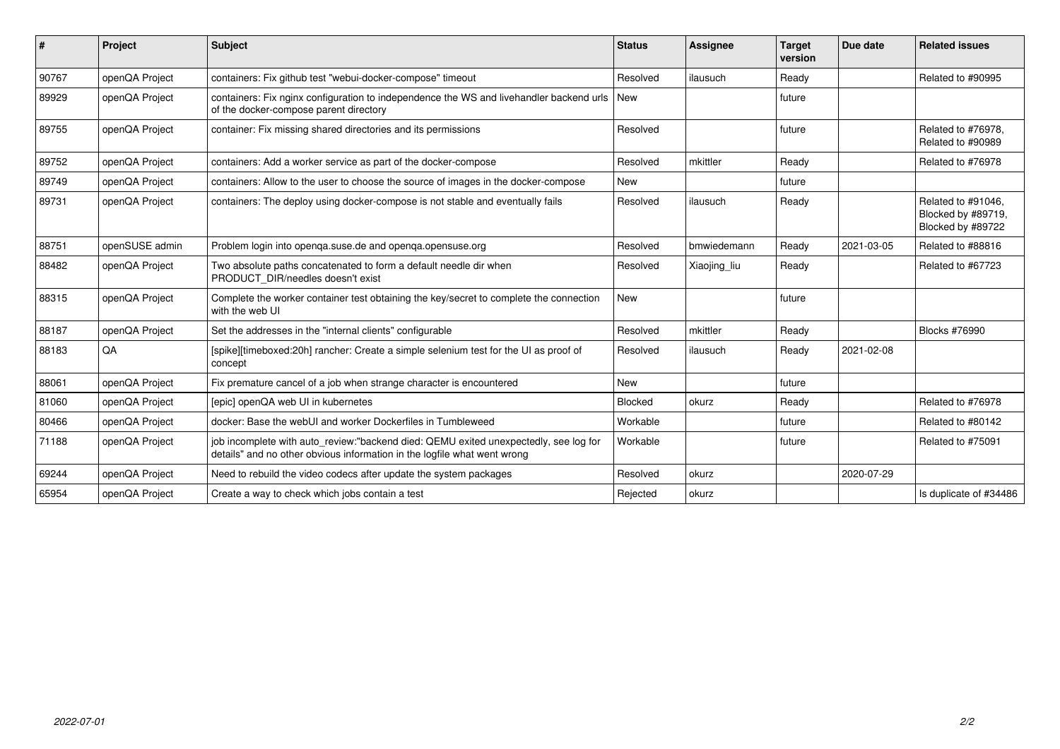| # | Project | Subject | Status | Assignee | Target version | Due date | Related issues |
|---|---|---|---|---|---|---|---|
| 90767 | openQA Project | containers: Fix github test "webui-docker-compose" timeout | Resolved | ilausuch | Ready | | Related to #90995 |
| 89929 | openQA Project | containers: Fix nginx configuration to independence the WS and livehandler backend urls of the docker-compose parent directory | New | | future | | |
| 89755 | openQA Project | container: Fix missing shared directories and its permissions | Resolved | | future | | Related to #76978, Related to #90989 |
| 89752 | openQA Project | containers: Add a worker service as part of the docker-compose | Resolved | mkittler | Ready | | Related to #76978 |
| 89749 | openQA Project | containers: Allow to the user to choose the source of images in the docker-compose | New | | future | | |
| 89731 | openQA Project | containers: The deploy using docker-compose is not stable and eventually fails | Resolved | ilausuch | Ready | | Related to #91046, Blocked by #89719, Blocked by #89722 |
| 88751 | openSUSE admin | Problem login into openqa.suse.de and openqa.opensuse.org | Resolved | bmwiedemann | Ready | 2021-03-05 | Related to #88816 |
| 88482 | openQA Project | Two absolute paths concatenated to form a default needle dir when PRODUCT_DIR/needles doesn't exist | Resolved | Xiaojing_liu | Ready | | Related to #67723 |
| 88315 | openQA Project | Complete the worker container test obtaining the key/secret to complete the connection with the web UI | New | | future | | |
| 88187 | openQA Project | Set the addresses in the "internal clients" configurable | Resolved | mkittler | Ready | | Blocks #76990 |
| 88183 | QA | [spike][timeboxed:20h] rancher: Create a simple selenium test for the UI as proof of concept | Resolved | ilausuch | Ready | 2021-02-08 | |
| 88061 | openQA Project | Fix premature cancel of a job when strange character is encountered | New | | future | | |
| 81060 | openQA Project | [epic] openQA web UI in kubernetes | Blocked | okurz | Ready | | Related to #76978 |
| 80466 | openQA Project | docker: Base the webUI and worker Dockerfiles in Tumbleweed | Workable | | future | | Related to #80142 |
| 71188 | openQA Project | job incomplete with auto_review:"backend died: QEMU exited unexpectedly, see log for details" and no other obvious information in the logfile what went wrong | Workable | | future | | Related to #75091 |
| 69244 | openQA Project | Need to rebuild the video codecs after update the system packages | Resolved | okurz | | 2020-07-29 | |
| 65954 | openQA Project | Create a way to check which jobs contain a test | Rejected | okurz | | | Is duplicate of #34486 |